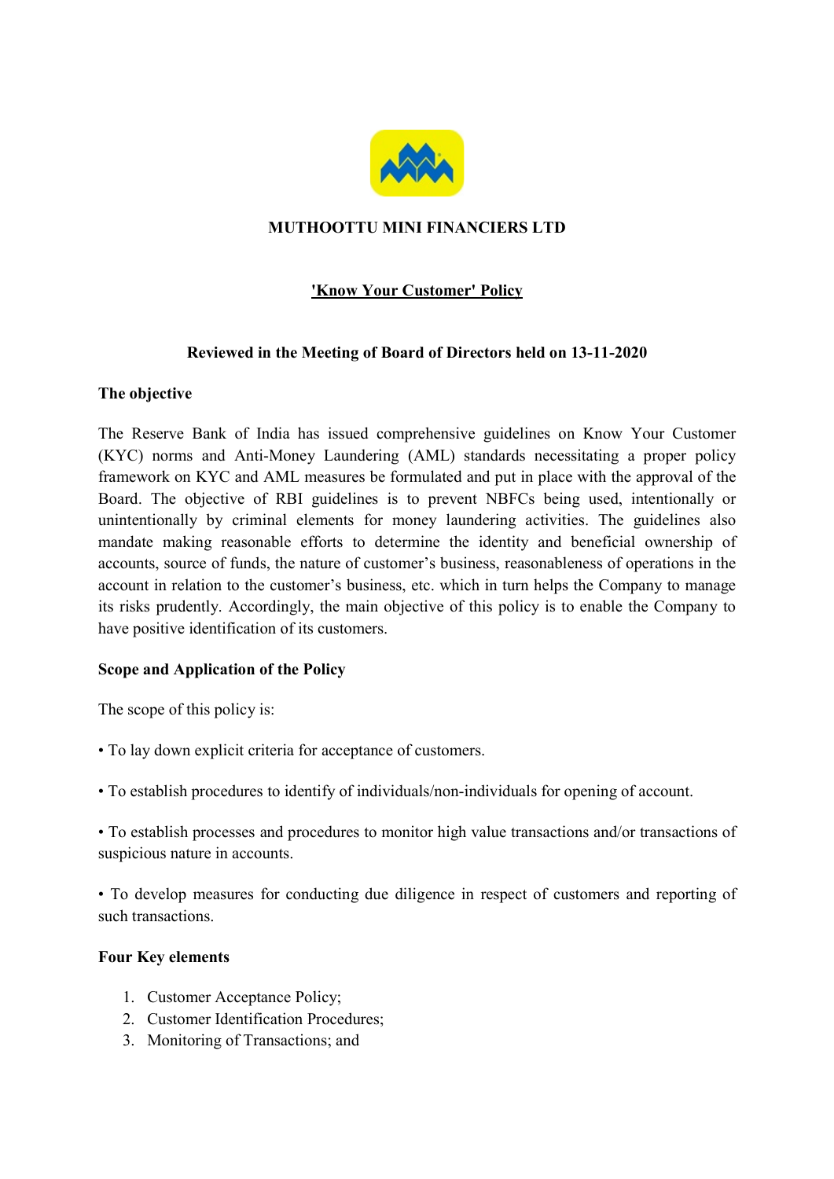# MUTHOOTTU MINI FINANCIERS LTD

## 'Know Your Customer' Policy

**Reviewed in the Meeting of Board of Directors held on 13-11-2020**

### The objective

The Reserve Bank of India has issued comprehensive guidelines on Know Your Customer (KYC) norms and Anti-Money Laundering (AML) standards necessitating a proper policy framework on KYC and AML measures be formulated and put in place with the approval of the Board. The objective of RBI guidelines is to prevent NBFCs being used, intentionally or unintentionally by criminal elements for money laundering activities. The guidelines also mandate making reasonable efforts to determine the identity and beneficial ownership of accounts, source of funds, the nature of customer's business, reasonableness of operations in the account in relation to the customer's business, etc. which in turn helps the Company to manage its risks prudently. Accordingly, the main objective of this policy is to enable the Company to have positive identification of its customers.

### Scope and Application of the Policy

The scope of this policy is:

• To lay down explicit criteria for acceptance of customers.

• To establish procedures to identify of individuals/non-individuals for opening of account.

• To establish processes and procedures to monitor high value transactions and/or transactions of suspicious nature in accounts.

• To develop measures for conducting due diligence in respect of customers and reporting of such transactions.

### Four Key elements

1. Customer Acceptance Policy;
2. Customer Identification Procedures;
3. Monitoring of Transactions; and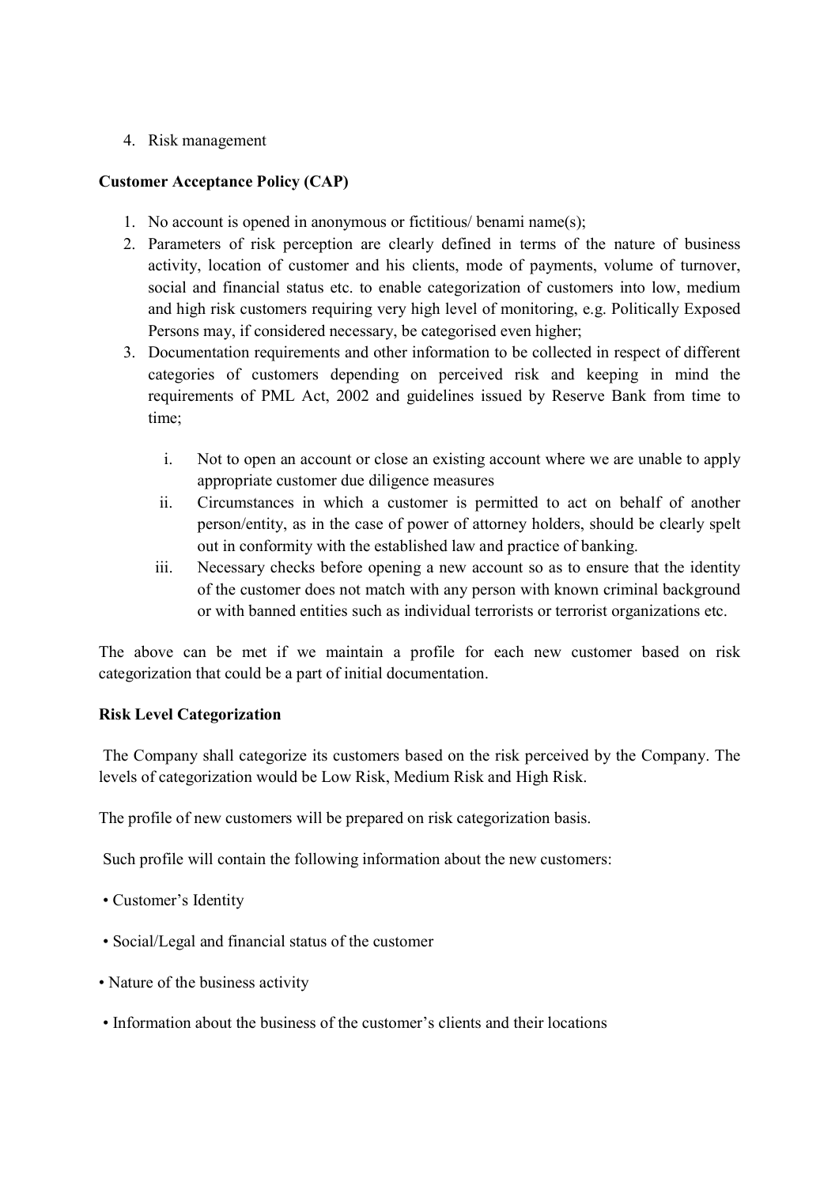4. Risk management

**Customer Acceptance Policy (CAP)**

1. No account is opened in anonymous or fictitious/ benami name(s);
2. Parameters of risk perception are clearly defined in terms of the nature of business activity, location of customer and his clients, mode of payments, volume of turnover, social and financial status etc. to enable categorization of customers into low, medium and high risk customers requiring very high level of monitoring, e.g. Politically Exposed Persons may, if considered necessary, be categorised even higher;
3. Documentation requirements and other information to be collected in respect of different categories of customers depending on perceived risk and keeping in mind the requirements of PML Act, 2002 and guidelines issued by Reserve Bank from time to time;

    i. Not to open an account or close an existing account where we are unable to apply appropriate customer due diligence measures
    ii. Circumstances in which a customer is permitted to act on behalf of another person/entity, as in the case of power of attorney holders, should be clearly spelt out in conformity with the established law and practice of banking.
    iii. Necessary checks before opening a new account so as to ensure that the identity of the customer does not match with any person with known criminal background or with banned entities such as individual terrorists or terrorist organizations etc.

The above can be met if we maintain a profile for each new customer based on risk categorization that could be a part of initial documentation.

**Risk Level Categorization**

The Company shall categorize its customers based on the risk perceived by the Company. The levels of categorization would be Low Risk, Medium Risk and High Risk.

The profile of new customers will be prepared on risk categorization basis.

Such profile will contain the following information about the new customers:

- Customer's Identity
- Social/Legal and financial status of the customer
- Nature of the business activity
- Information about the business of the customer's clients and their locations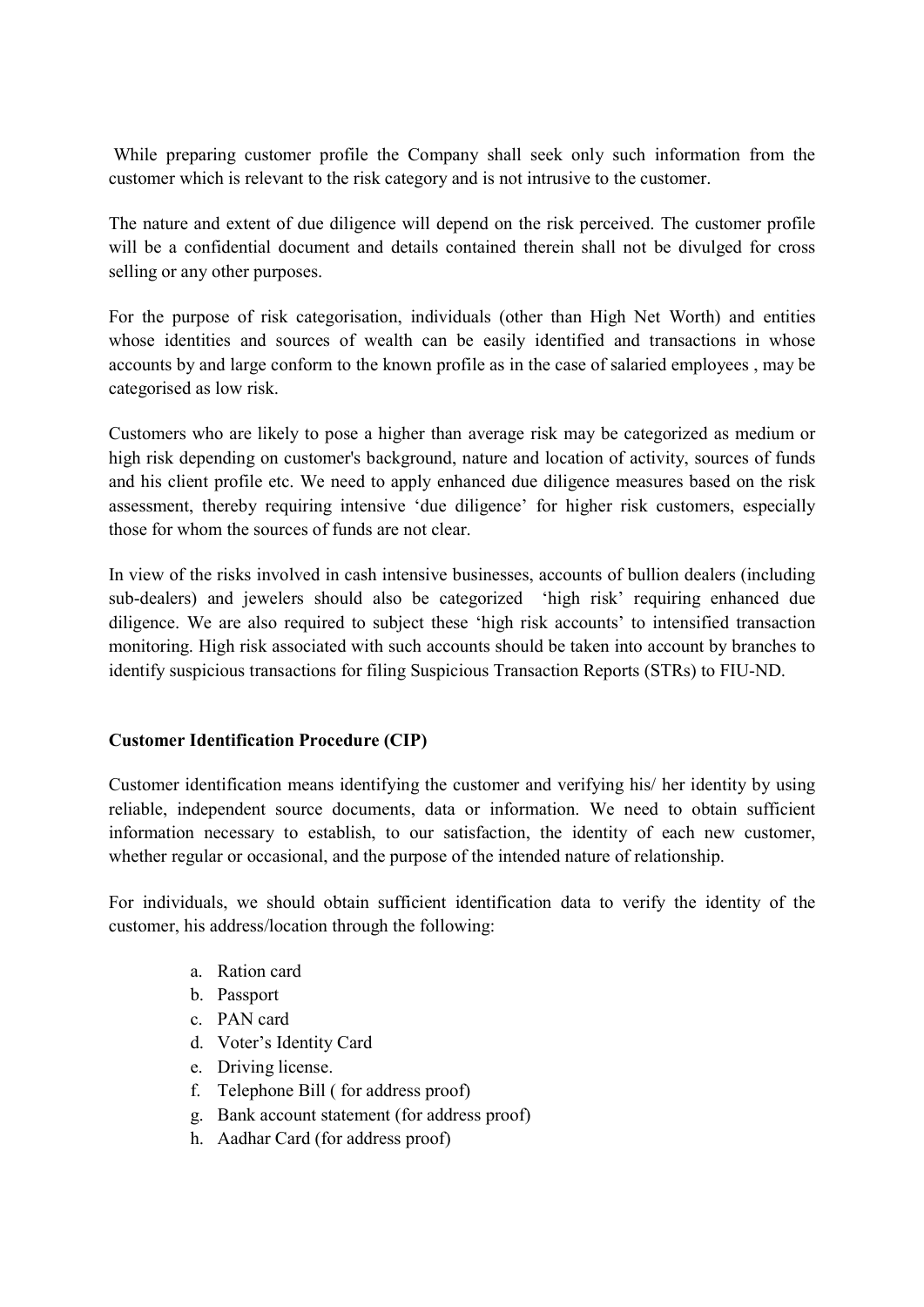While preparing customer profile the Company shall seek only such information from the customer which is relevant to the risk category and is not intrusive to the customer.

The nature and extent of due diligence will depend on the risk perceived. The customer profile will be a confidential document and details contained therein shall not be divulged for cross selling or any other purposes.

For the purpose of risk categorisation, individuals (other than High Net Worth) and entities whose identities and sources of wealth can be easily identified and transactions in whose accounts by and large conform to the known profile as in the case of salaried employees , may be categorised as low risk.

Customers who are likely to pose a higher than average risk may be categorized as medium or high risk depending on customer's background, nature and location of activity, sources of funds and his client profile etc. We need to apply enhanced due diligence measures based on the risk assessment, thereby requiring intensive 'due diligence' for higher risk customers, especially those for whom the sources of funds are not clear.

In view of the risks involved in cash intensive businesses, accounts of bullion dealers (including sub-dealers) and jewelers should also be categorized 'high risk' requiring enhanced due diligence. We are also required to subject these 'high risk accounts' to intensified transaction monitoring. High risk associated with such accounts should be taken into account by branches to identify suspicious transactions for filing Suspicious Transaction Reports (STRs) to FIU-ND.

**Customer Identification Procedure (CIP)**

Customer identification means identifying the customer and verifying his/ her identity by using reliable, independent source documents, data or information. We need to obtain sufficient information necessary to establish, to our satisfaction, the identity of each new customer, whether regular or occasional, and the purpose of the intended nature of relationship.

For individuals, we should obtain sufficient identification data to verify the identity of the customer, his address/location through the following:

a. Ration card
b. Passport
c. PAN card
d. Voter's Identity Card
e. Driving license.
f. Telephone Bill ( for address proof)
g. Bank account statement (for address proof)
h. Aadhar Card (for address proof)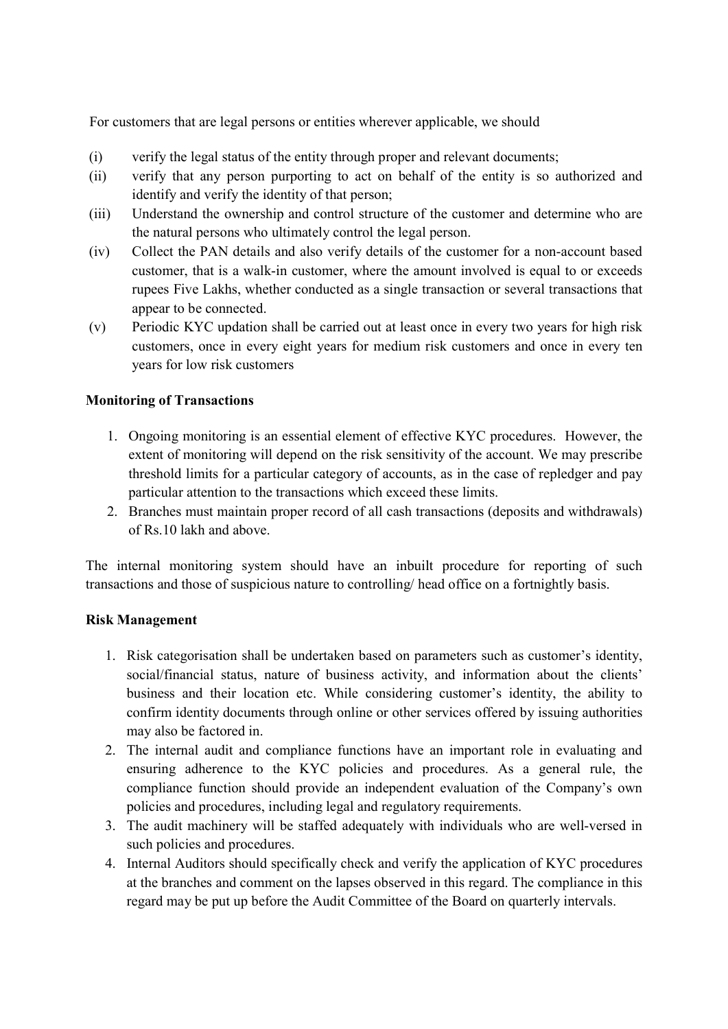For customers that are legal persons or entities wherever applicable, we should

(i) verify the legal status of the entity through proper and relevant documents;

(ii) verify that any person purporting to act on behalf of the entity is so authorized and identify and verify the identity of that person;

(iii) Understand the ownership and control structure of the customer and determine who are the natural persons who ultimately control the legal person.

(iv) Collect the PAN details and also verify details of the customer for a non-account based customer, that is a walk-in customer, where the amount involved is equal to or exceeds rupees Five Lakhs, whether conducted as a single transaction or several transactions that appear to be connected.

(v) Periodic KYC updation shall be carried out at least once in every two years for high risk customers, once in every eight years for medium risk customers and once in every ten years for low risk customers

**Monitoring of Transactions**

1. Ongoing monitoring is an essential element of effective KYC procedures. However, the extent of monitoring will depend on the risk sensitivity of the account. We may prescribe threshold limits for a particular category of accounts, as in the case of repledger and pay particular attention to the transactions which exceed these limits.
2. Branches must maintain proper record of all cash transactions (deposits and withdrawals) of Rs.10 lakh and above.

The internal monitoring system should have an inbuilt procedure for reporting of such transactions and those of suspicious nature to controlling/ head office on a fortnightly basis.

**Risk Management**

1. Risk categorisation shall be undertaken based on parameters such as customer's identity, social/financial status, nature of business activity, and information about the clients' business and their location etc. While considering customer's identity, the ability to confirm identity documents through online or other services offered by issuing authorities may also be factored in.
2. The internal audit and compliance functions have an important role in evaluating and ensuring adherence to the KYC policies and procedures. As a general rule, the compliance function should provide an independent evaluation of the Company's own policies and procedures, including legal and regulatory requirements.
3. The audit machinery will be staffed adequately with individuals who are well-versed in such policies and procedures.
4. Internal Auditors should specifically check and verify the application of KYC procedures at the branches and comment on the lapses observed in this regard. The compliance in this regard may be put up before the Audit Committee of the Board on quarterly intervals.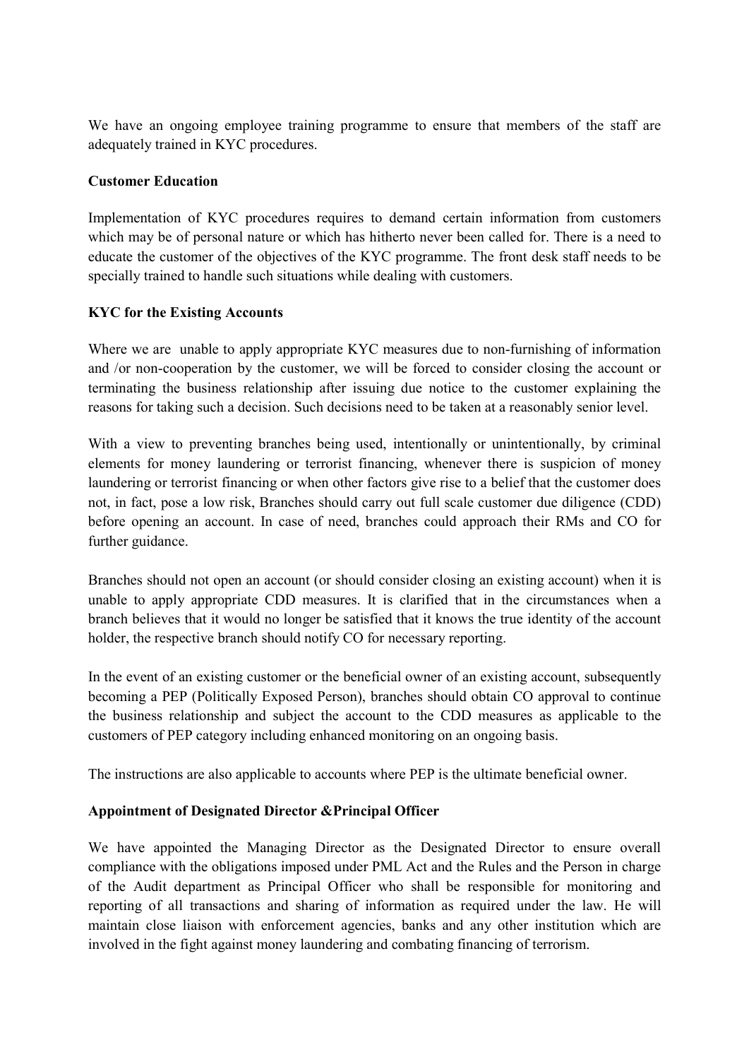We have an ongoing employee training programme to ensure that members of the staff are adequately trained in KYC procedures.

**Customer Education**

Implementation of KYC procedures requires to demand certain information from customers which may be of personal nature or which has hitherto never been called for. There is a need to educate the customer of the objectives of the KYC programme. The front desk staff needs to be specially trained to handle such situations while dealing with customers.

**KYC for the Existing Accounts**

Where we are unable to apply appropriate KYC measures due to non-furnishing of information and /or non-cooperation by the customer, we will be forced to consider closing the account or terminating the business relationship after issuing due notice to the customer explaining the reasons for taking such a decision. Such decisions need to be taken at a reasonably senior level.

With a view to preventing branches being used, intentionally or unintentionally, by criminal elements for money laundering or terrorist financing, whenever there is suspicion of money laundering or terrorist financing or when other factors give rise to a belief that the customer does not, in fact, pose a low risk, Branches should carry out full scale customer due diligence (CDD) before opening an account. In case of need, branches could approach their RMs and CO for further guidance.

Branches should not open an account (or should consider closing an existing account) when it is unable to apply appropriate CDD measures. It is clarified that in the circumstances when a branch believes that it would no longer be satisfied that it knows the true identity of the account holder, the respective branch should notify CO for necessary reporting.

In the event of an existing customer or the beneficial owner of an existing account, subsequently becoming a PEP (Politically Exposed Person), branches should obtain CO approval to continue the business relationship and subject the account to the CDD measures as applicable to the customers of PEP category including enhanced monitoring on an ongoing basis.

The instructions are also applicable to accounts where PEP is the ultimate beneficial owner.

**Appointment of Designated Director &Principal Officer**

We have appointed the Managing Director as the Designated Director to ensure overall compliance with the obligations imposed under PML Act and the Rules and the Person in charge of the Audit department as Principal Officer who shall be responsible for monitoring and reporting of all transactions and sharing of information as required under the law. He will maintain close liaison with enforcement agencies, banks and any other institution which are involved in the fight against money laundering and combating financing of terrorism.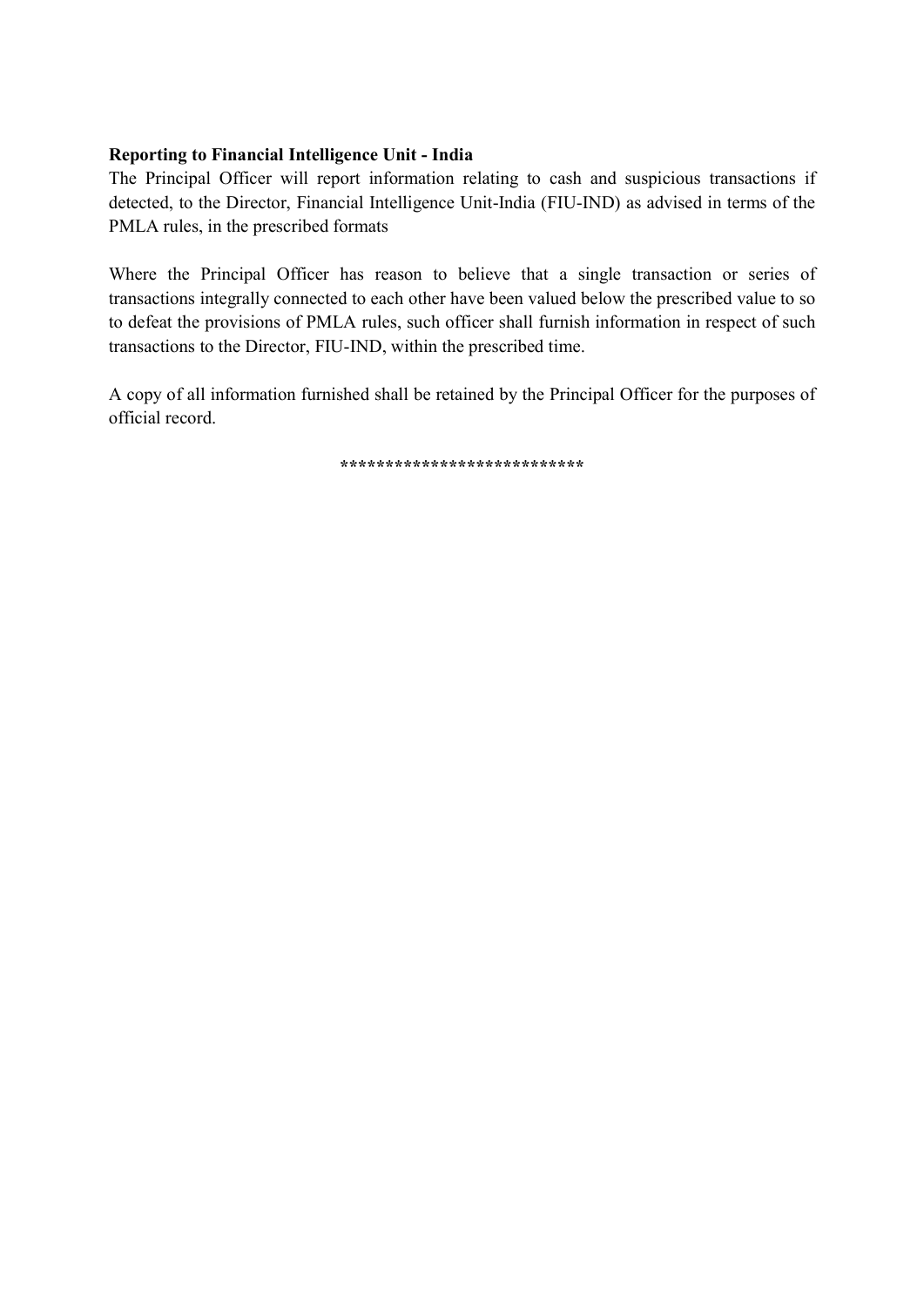**Reporting to Financial Intelligence Unit - India**

The Principal Officer will report information relating to cash and suspicious transactions if detected, to the Director, Financial Intelligence Unit-India (FIU-IND) as advised in terms of the PMLA rules, in the prescribed formats

Where the Principal Officer has reason to believe that a single transaction or series of transactions integrally connected to each other have been valued below the prescribed value to so to defeat the provisions of PMLA rules, such officer shall furnish information in respect of such transactions to the Director, FIU-IND, within the prescribed time.

A copy of all information furnished shall be retained by the Principal Officer for the purposes of official record.

**************************